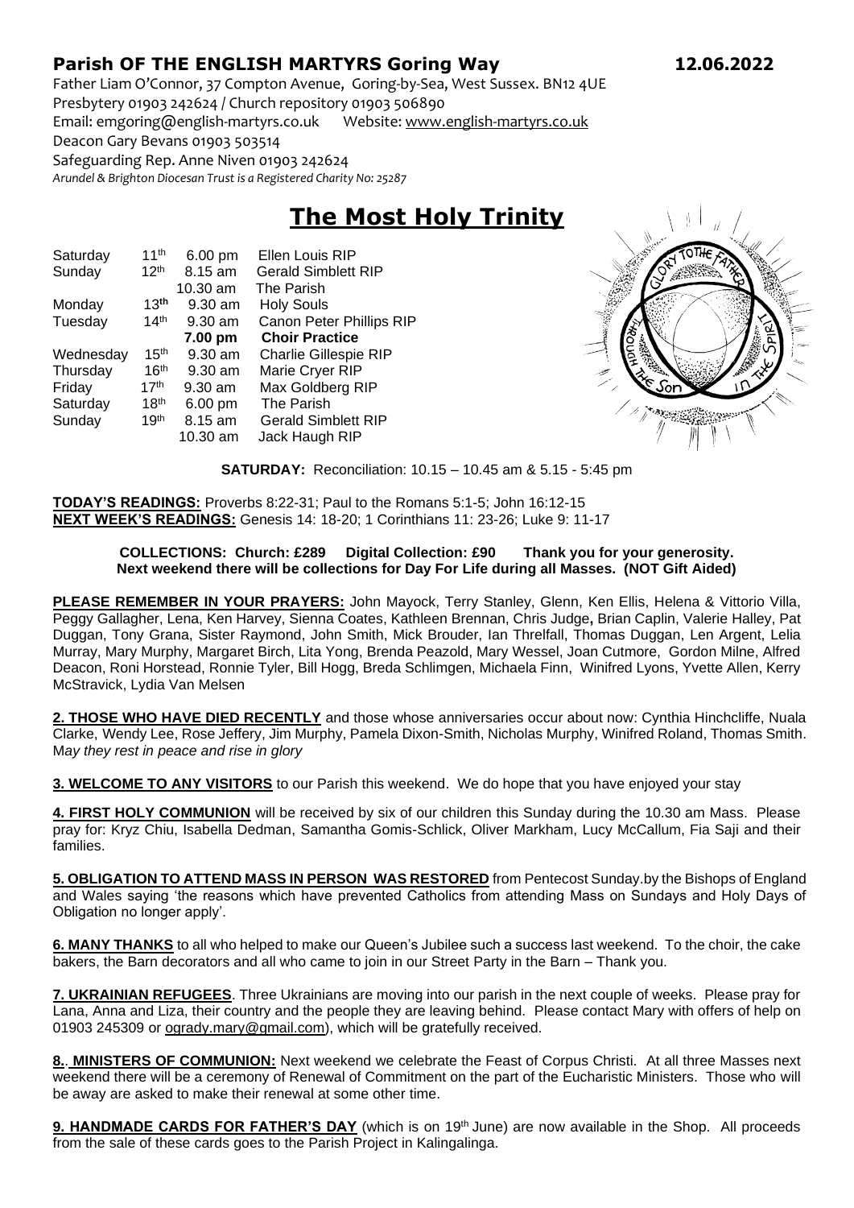# Parish OF THE ENGLISH MARTYRS Goring Way 12.06.2022

Father Liam O'Connor, 37 Compton Avenue, Goring-by-Sea, West Sussex. BN12 4UE
Presbytery 01903 242624 / Church repository 01903 506890
Email: emgoring@english-martyrs.co.uk Website: www.english-martyrs.co.uk
Deacon Gary Bevans 01903 503514
Safeguarding Rep. Anne Niven 01903 242624
*Arundel & Brighton Diocesan Trust is a Registered Charity No: 25287*

# The Most Holy Trinity

| | | | |
|---|---|---|---|
| Saturday | 11th | 6.00 pm | Ellen Louis RIP |
| Sunday | 12th | 8.15 am | Gerald Simblett RIP |
| | | 10.30 am | The Parish |
| Monday | 13th | 9.30 am | Holy Souls |
| Tuesday | 14th | 9.30 am | Canon Peter Phillips RIP |
| | | **7.00 pm** | **Choir Practice** |
| Wednesday | 15th | 9.30 am | Charlie Gillespie RIP |
| Thursday | 16th | 9.30 am | Marie Cryer RIP |
| Friday | 17th | 9.30 am | Max Goldberg RIP |
| Saturday | 18th | 6.00 pm | The Parish |
| Sunday | 19th | 8.15 am | Gerald Simblett RIP |
| | | 10.30 am | Jack Haugh RIP |

**SATURDAY:** Reconciliation: 10.15 – 10.45 am & 5.15 - 5:45 pm

**TODAY'S READINGS:** Proverbs 8:22-31; Paul to the Romans 5:1-5; John 16:12-15
**NEXT WEEK'S READINGS:** Genesis 14: 18-20; 1 Corinthians 11: 23-26; Luke 9: 11-17

**COLLECTIONS: Church: £289 Digital Collection: £90 Thank you for your generosity.**
**Next weekend there will be collections for Day For Life during all Masses. (NOT Gift Aided)**

**PLEASE REMEMBER IN YOUR PRAYERS:** John Mayock, Terry Stanley, Glenn, Ken Ellis, Helena & Vittorio Villa, Peggy Gallagher, Lena, Ken Harvey, Sienna Coates, Kathleen Brennan, Chris Judge, Brian Caplin, Valerie Halley, Pat Duggan, Tony Grana, Sister Raymond, John Smith, Mick Brouder, Ian Threlfall, Thomas Duggan, Len Argent, Lelia Murray, Mary Murphy, Margaret Birch, Lita Yong, Brenda Peazold, Mary Wessel, Joan Cutmore, Gordon Milne, Alfred Deacon, Roni Horstead, Ronnie Tyler, Bill Hogg, Breda Schlimgen, Michaela Finn, Winifred Lyons, Yvette Allen, Kerry McStravick, Lydia Van Melsen

**2. THOSE WHO HAVE DIED RECENTLY** and those whose anniversaries occur about now: Cynthia Hinchcliffe, Nuala Clarke, Wendy Lee, Rose Jeffery, Jim Murphy, Pamela Dixon-Smith, Nicholas Murphy, Winifred Roland, Thomas Smith. M*ay they rest in peace and rise in glory*

**3. WELCOME TO ANY VISITORS** to our Parish this weekend. We do hope that you have enjoyed your stay

**4. FIRST HOLY COMMUNION** will be received by six of our children this Sunday during the 10.30 am Mass. Please pray for: Kryz Chiu, Isabella Dedman, Samantha Gomis-Schlick, Oliver Markham, Lucy McCallum, Fia Saji and their families.

**5. OBLIGATION TO ATTEND MASS IN PERSON WAS RESTORED** from Pentecost Sunday.by the Bishops of England and Wales saying 'the reasons which have prevented Catholics from attending Mass on Sundays and Holy Days of Obligation no longer apply'.

**6. MANY THANKS** to all who helped to make our Queen's Jubilee such a success last weekend. To the choir, the cake bakers, the Barn decorators and all who came to join in our Street Party in the Barn – Thank you.

**7. UKRAINIAN REFUGEES**. Three Ukrainians are moving into our parish in the next couple of weeks. Please pray for Lana, Anna and Liza, their country and the people they are leaving behind. Please contact Mary with offers of help on 01903 245309 or ogrady.mary@gmail.com), which will be gratefully received.

**8. MINISTERS OF COMMUNION:** Next weekend we celebrate the Feast of Corpus Christi. At all three Masses next weekend there will be a ceremony of Renewal of Commitment on the part of the Eucharistic Ministers. Those who will be away are asked to make their renewal at some other time.

**9. HANDMADE CARDS FOR FATHER'S DAY** (which is on 19th June) are now available in the Shop. All proceeds from the sale of these cards goes to the Parish Project in Kalingalinga.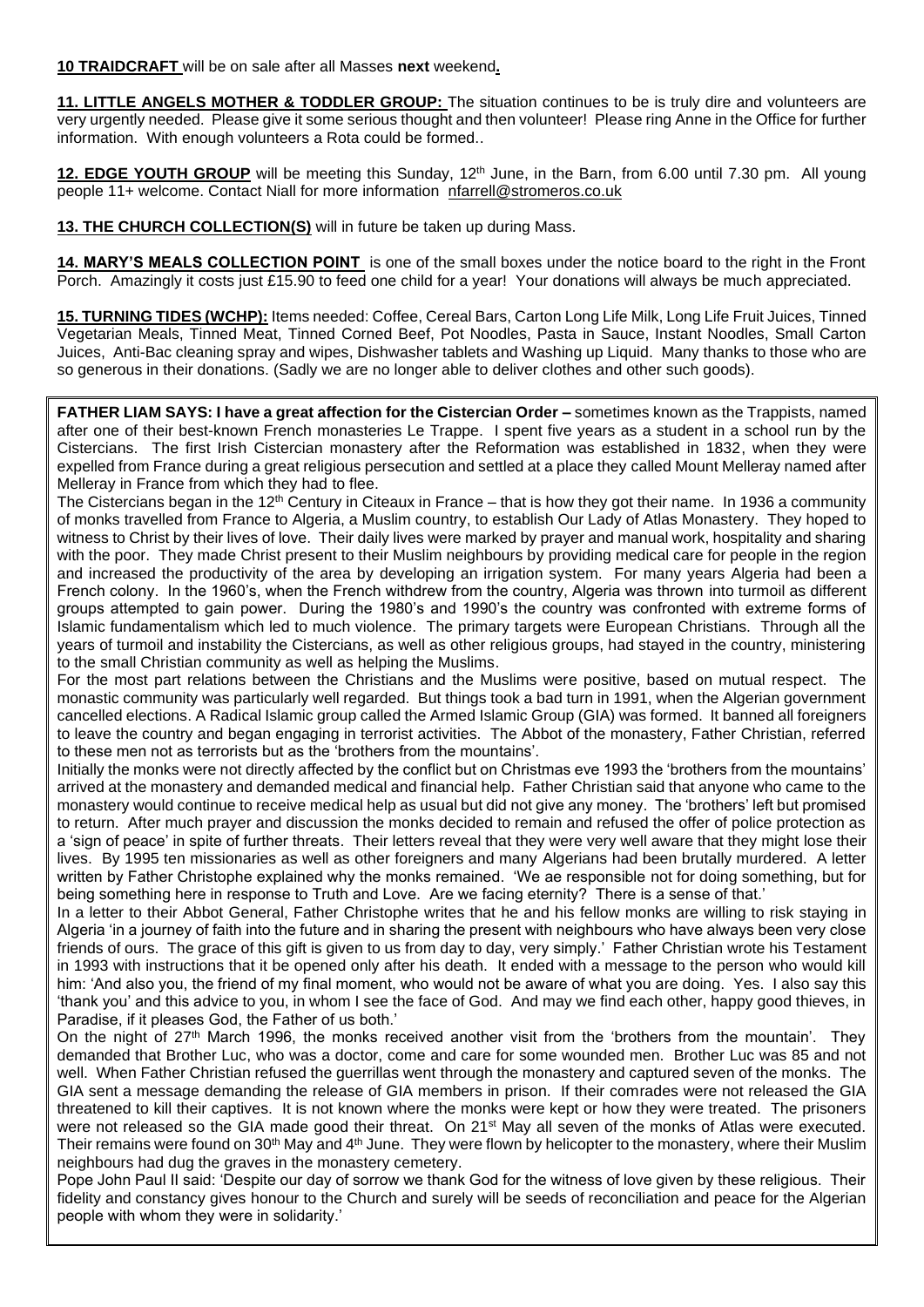**10 TRAIDCRAFT** will be on sale after all Masses **next** weekend**.**

**11. LITTLE ANGELS MOTHER & TODDLER GROUP:** The situation continues to be is truly dire and volunteers are very urgently needed. Please give it some serious thought and then volunteer! Please ring Anne in the Office for further information. With enough volunteers a Rota could be formed..

**12. EDGE YOUTH GROUP** will be meeting this Sunday, 12th June, in the Barn, from 6.00 until 7.30 pm. All young people 11+ welcome. Contact Niall for more information nfarrell@stromeros.co.uk

**13. THE CHURCH COLLECTION(S)** will in future be taken up during Mass.

**14. MARY'S MEALS COLLECTION POINT** is one of the small boxes under the notice board to the right in the Front Porch. Amazingly it costs just £15.90 to feed one child for a year! Your donations will always be much appreciated.

**15. TURNING TIDES (WCHP):** Items needed: Coffee, Cereal Bars, Carton Long Life Milk, Long Life Fruit Juices, Tinned Vegetarian Meals, Tinned Meat, Tinned Corned Beef, Pot Noodles, Pasta in Sauce, Instant Noodles, Small Carton Juices, Anti-Bac cleaning spray and wipes, Dishwasher tablets and Washing up Liquid. Many thanks to those who are so generous in their donations. (Sadly we are no longer able to deliver clothes and other such goods).

**FATHER LIAM SAYS: I have a great affection for the Cistercian Order –** sometimes known as the Trappists, named after one of their best-known French monasteries Le Trappe. I spent five years as a student in a school run by the Cistercians. The first Irish Cistercian monastery after the Reformation was established in 1832, when they were expelled from France during a great religious persecution and settled at a place they called Mount Melleray named after Melleray in France from which they had to flee.

The Cistercians began in the 12th Century in Citeaux in France – that is how they got their name. In 1936 a community of monks travelled from France to Algeria, a Muslim country, to establish Our Lady of Atlas Monastery. They hoped to witness to Christ by their lives of love. Their daily lives were marked by prayer and manual work, hospitality and sharing with the poor. They made Christ present to their Muslim neighbours by providing medical care for people in the region and increased the productivity of the area by developing an irrigation system. For many years Algeria had been a French colony. In the 1960's, when the French withdrew from the country, Algeria was thrown into turmoil as different groups attempted to gain power. During the 1980's and 1990's the country was confronted with extreme forms of Islamic fundamentalism which led to much violence. The primary targets were European Christians. Through all the years of turmoil and instability the Cistercians, as well as other religious groups, had stayed in the country, ministering to the small Christian community as well as helping the Muslims.

For the most part relations between the Christians and the Muslims were positive, based on mutual respect. The monastic community was particularly well regarded. But things took a bad turn in 1991, when the Algerian government cancelled elections. A Radical Islamic group called the Armed Islamic Group (GIA) was formed. It banned all foreigners to leave the country and began engaging in terrorist activities. The Abbot of the monastery, Father Christian, referred to these men not as terrorists but as the 'brothers from the mountains'.

Initially the monks were not directly affected by the conflict but on Christmas eve 1993 the 'brothers from the mountains' arrived at the monastery and demanded medical and financial help. Father Christian said that anyone who came to the monastery would continue to receive medical help as usual but did not give any money. The 'brothers' left but promised to return. After much prayer and discussion the monks decided to remain and refused the offer of police protection as a 'sign of peace' in spite of further threats. Their letters reveal that they were very well aware that they might lose their lives. By 1995 ten missionaries as well as other foreigners and many Algerians had been brutally murdered. A letter written by Father Christophe explained why the monks remained. 'We ae responsible not for doing something, but for being something here in response to Truth and Love. Are we facing eternity? There is a sense of that.'

In a letter to their Abbot General, Father Christophe writes that he and his fellow monks are willing to risk staying in Algeria 'in a journey of faith into the future and in sharing the present with neighbours who have always been very close friends of ours. The grace of this gift is given to us from day to day, very simply.' Father Christian wrote his Testament in 1993 with instructions that it be opened only after his death. It ended with a message to the person who would kill him: 'And also you, the friend of my final moment, who would not be aware of what you are doing. Yes. I also say this 'thank you' and this advice to you, in whom I see the face of God. And may we find each other, happy good thieves, in Paradise, if it pleases God, the Father of us both.'

On the night of 27th March 1996, the monks received another visit from the 'brothers from the mountain'. They demanded that Brother Luc, who was a doctor, come and care for some wounded men. Brother Luc was 85 and not well. When Father Christian refused the guerrillas went through the monastery and captured seven of the monks. The GIA sent a message demanding the release of GIA members in prison. If their comrades were not released the GIA threatened to kill their captives. It is not known where the monks were kept or how they were treated. The prisoners were not released so the GIA made good their threat. On 21st May all seven of the monks of Atlas were executed. Their remains were found on 30th May and 4th June. They were flown by helicopter to the monastery, where their Muslim neighbours had dug the graves in the monastery cemetery.

Pope John Paul II said: 'Despite our day of sorrow we thank God for the witness of love given by these religious. Their fidelity and constancy gives honour to the Church and surely will be seeds of reconciliation and peace for the Algerian people with whom they were in solidarity.'